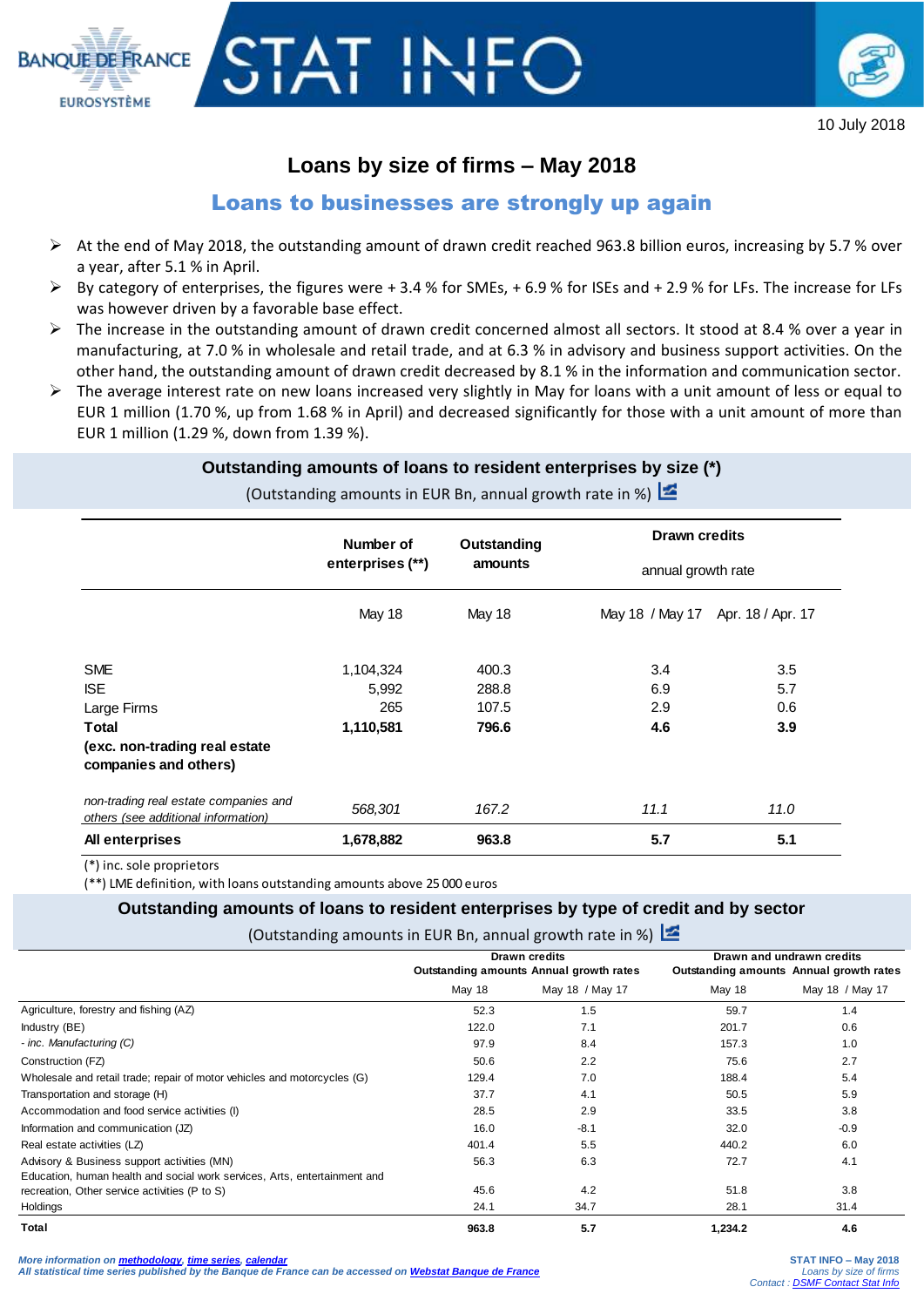BANQUE DE FRANCE
EUROSYSTÈME

# STAT INFO

10 July 2018

## Loans by size of firms – May 2018

### Loans to businesses are strongly up again

- At the end of May 2018, the outstanding amount of drawn credit reached 963.8 billion euros, increasing by 5.7 % over a year, after 5.1 % in April.
- By category of enterprises, the figures were + 3.4 % for SMEs, + 6.9 % for ISEs and + 2.9 % for LFs. The increase for LFs was however driven by a favorable base effect.
- The increase in the outstanding amount of drawn credit concerned almost all sectors. It stood at 8.4 % over a year in manufacturing, at 7.0 % in wholesale and retail trade, and at 6.3 % in advisory and business support activities. On the other hand, the outstanding amount of drawn credit decreased by 8.1 % in the information and communication sector.
- The average interest rate on new loans increased very slightly in May for loans with a unit amount of less or equal to EUR 1 million (1.70 %, up from 1.68 % in April) and decreased significantly for those with a unit amount of more than EUR 1 million (1.29 %, down from 1.39 %).

**Outstanding amounts of loans to resident enterprises by size (*)**
(Outstanding amounts in EUR Bn, annual growth rate in %)

| | Number of enterprises (**) | Outstanding amounts | Drawn credits annual growth rate | |
|---|---|---|---|---|
| | May 18 | May 18 | May 18 / May 17 | Apr. 18 / Apr. 17 |
| SME | 1,104,324 | 400.3 | 3.4 | 3.5 |
| ISE | 5,992 | 288.8 | 6.9 | 5.7 |
| Large Firms | 265 | 107.5 | 2.9 | 0.6 |
| **Total (exc. non-trading real estate companies and others)** | **1,110,581** | **796.6** | **4.6** | **3.9** |
| *non-trading real estate companies and others (see additional information)* | *568,301* | *167.2* | *11.1* | *11.0* |
| **All enterprises** | **1,678,882** | **963.8** | **5.7** | **5.1** |

(*) inc. sole proprietors
(**) LME definition, with loans outstanding amounts above 25 000 euros

**Outstanding amounts of loans to resident enterprises by type of credit and by sector**
(Outstanding amounts in EUR Bn, annual growth rate in %)

| | Drawn credits | | Drawn and undrawn credits | |
|---|---|---|---|---|
| | Outstanding amounts | Annual growth rates | Outstanding amounts | Annual growth rates |
| | May 18 | May 18 / May 17 | May 18 | May 18 / May 17 |
| Agriculture, forestry and fishing (AZ) | 52.3 | 1.5 | 59.7 | 1.4 |
| Industry (BE) | 122.0 | 7.1 | 201.7 | 0.6 |
| *- inc. Manufacturing (C)* | 97.9 | 8.4 | 157.3 | 1.0 |
| Construction (FZ) | 50.6 | 2.2 | 75.6 | 2.7 |
| Wholesale and retail trade; repair of motor vehicles and motorcycles (G) | 129.4 | 7.0 | 188.4 | 5.4 |
| Transportation and storage (H) | 37.7 | 4.1 | 50.5 | 5.9 |
| Accommodation and food service activities (I) | 28.5 | 2.9 | 33.5 | 3.8 |
| Information and communication (JZ) | 16.0 | -8.1 | 32.0 | -0.9 |
| Real estate activities (LZ) | 401.4 | 5.5 | 440.2 | 6.0 |
| Advisory & Business support activities (MN) | 56.3 | 6.3 | 72.7 | 4.1 |
| Education, human health and social work services, Arts, entertainment and recreation, Other service activities (P to S) | 45.6 | 4.2 | 51.8 | 3.8 |
| Holdings | 24.1 | 34.7 | 28.1 | 31.4 |
| **Total** | **963.8** | **5.7** | **1,234.2** | **4.6** |

*More information on methodology, time series, calendar*
*All statistical time series published by the Banque de France can be accessed on Webstat Banque de France*

**STAT INFO – May 2018**
*Loans by size of firms*
*Contact : DSMF Contact Stat Info*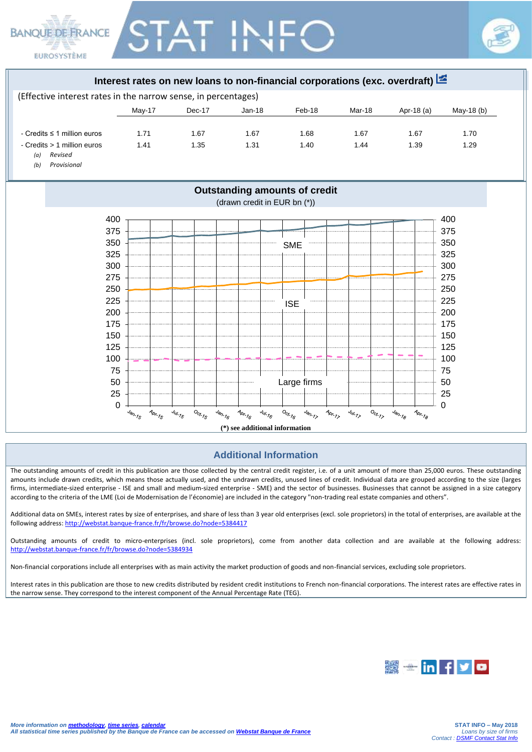## Interest rates on new loans to non-financial corporations (exc. overdraft)

(Effective interest rates in the narrow sense, in percentages)

| | May-17 | Dec-17 | Jan-18 | Feb-18 | Mar-18 | Apr-18 (a) | May-18 (b) |
|---|---|---|---|---|---|---|---|
| - Credits ≤ 1 million euros | 1.71 | 1.67 | 1.67 | 1.68 | 1.67 | 1.67 | 1.70 |
| - Credits > 1 million euros | 1.41 | 1.35 | 1.31 | 1.40 | 1.44 | 1.39 | 1.29 |

*(a) Revised*
*(b) Provisional*

## Outstanding amounts of credit

(drawn credit in EUR bn (*))

400
375
350
325
300
275
250
225
200
175
150
125
100
75
50
25
0

SME
ISE
Large firms

Jan-15 Apr-15 Jul-15 Oct-15 Jan-16 Apr-16 Jul-16 Oct-16 Jan-17 Apr-17 Jul-17 Oct-17 Jan-18 Apr-18

**(*) see additional information**

## Additional Information

The outstanding amounts of credit in this publication are those collected by the central credit register, i.e. of a unit amount of more than 25,000 euros. These outstanding amounts include drawn credits, which means those actually used, and the undrawn credits, unused lines of credit. Individual data are grouped according to the size (larges firms, intermediate-sized enterprise - ISE and small and medium-sized enterprise - SME) and the sector of businesses. Businesses that cannot be assigned in a size category according to the criteria of the LME (Loi de Modernisation de l'économie) are included in the category "non-trading real estate companies and others".

Additional data on SMEs, interest rates by size of enterprises, and share of less than 3 year old enterprises (excl. sole proprietors) in the total of enterprises, are available at the following address: http://webstat.banque-france.fr/fr/browse.do?node=5384417

Outstanding amounts of credit to micro-enterprises (incl. sole proprietors), come from another data collection and are available at the following address: http://webstat.banque-france.fr/fr/browse.do?node=5384934

Non-financial corporations include all enterprises with as main activity the market production of goods and non-financial services, excluding sole proprietors.

Interest rates in this publication are those to new credits distributed by resident credit institutions to French non-financial corporations. The interest rates are effective rates in the narrow sense. They correspond to the interest component of the Annual Percentage Rate (TEG).

*More information on **methodology**, **time series**, **calendar***
*All statistical time series published by the Banque de France can be accessed on **Webstat Banque de France***